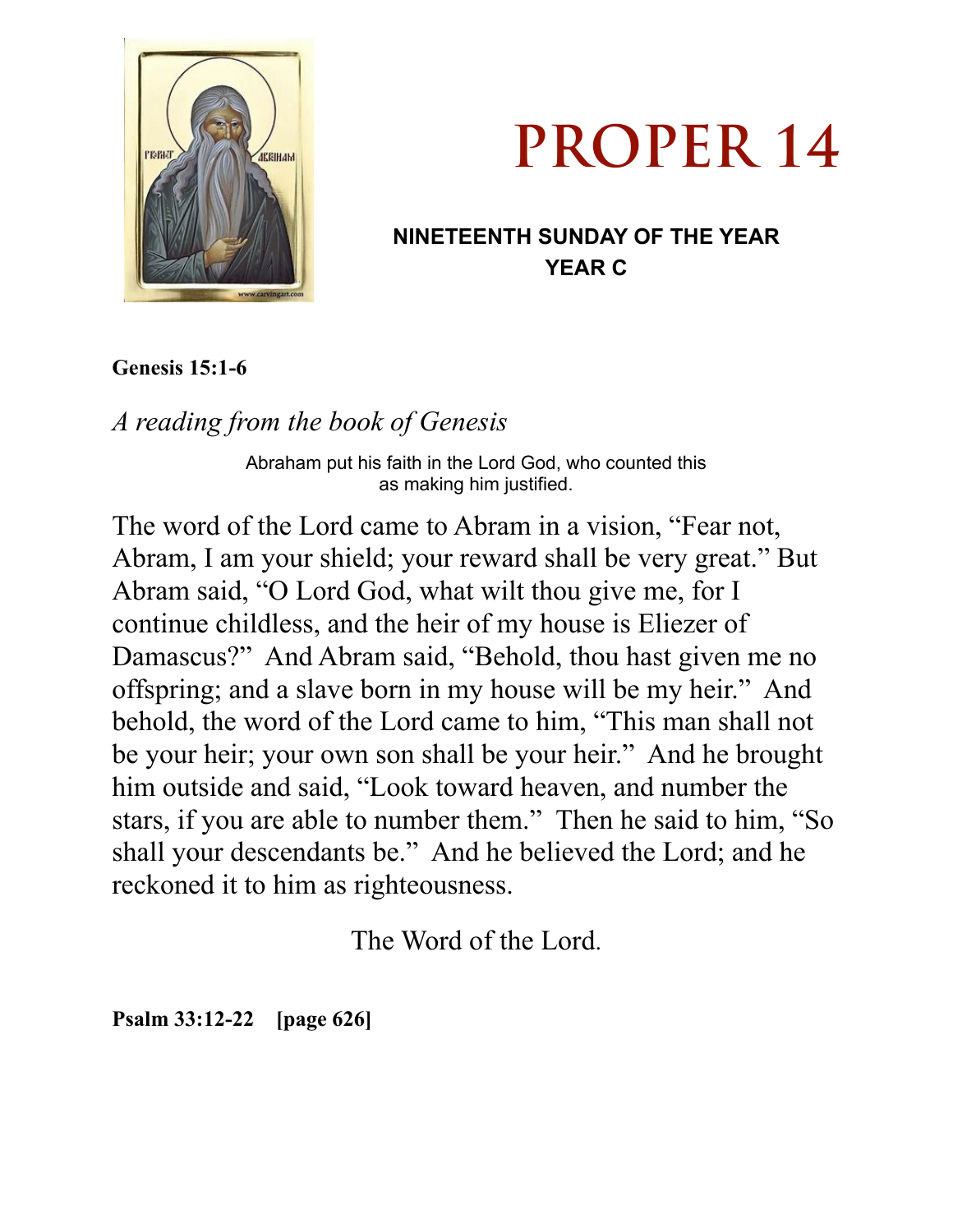# PROPER 14

**NINETEENTH SUNDAY OF THE YEAR**
**YEAR C**

**Genesis 15:1-6**

*A reading from the book of Genesis*

Abraham put his faith in the Lord God, who counted this as making him justified.

The word of the Lord came to Abram in a vision, "Fear not, Abram, I am your shield; your reward shall be very great." But Abram said, "O Lord God, what wilt thou give me, for I continue childless, and the heir of my house is Eliezer of Damascus?" And Abram said, "Behold, thou hast given me no offspring; and a slave born in my house will be my heir." And behold, the word of the Lord came to him, "This man shall not be your heir; your own son shall be your heir." And he brought him outside and said, "Look toward heaven, and number the stars, if you are able to number them." Then he said to him, "So shall your descendants be." And he believed the Lord; and he reckoned it to him as righteousness.

The Word of the Lord.

**Psalm 33:12-22 [page 626]**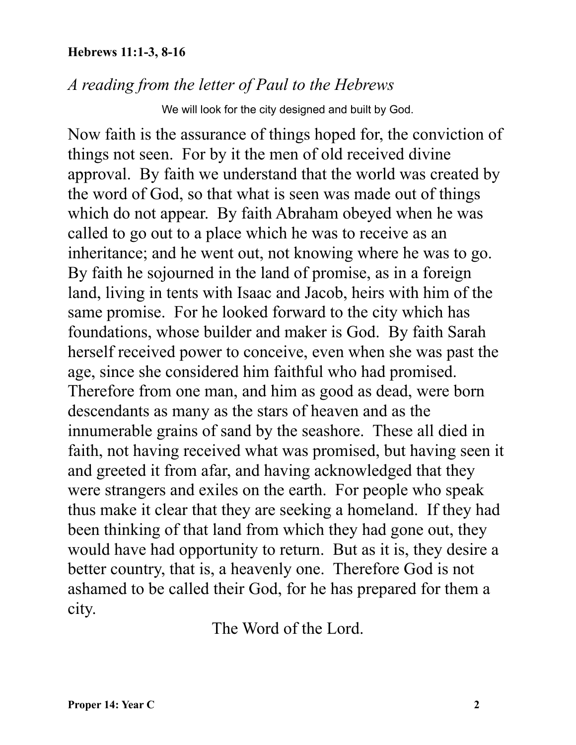**Hebrews 11:1-3, 8-16**

*A reading from the letter of Paul to the Hebrews*

We will look for the city designed and built by God.

Now faith is the assurance of things hoped for, the conviction of things not seen. For by it the men of old received divine approval. By faith we understand that the world was created by the word of God, so that what is seen was made out of things which do not appear. By faith Abraham obeyed when he was called to go out to a place which he was to receive as an inheritance; and he went out, not knowing where he was to go. By faith he sojourned in the land of promise, as in a foreign land, living in tents with Isaac and Jacob, heirs with him of the same promise. For he looked forward to the city which has foundations, whose builder and maker is God. By faith Sarah herself received power to conceive, even when she was past the age, since she considered him faithful who had promised. Therefore from one man, and him as good as dead, were born descendants as many as the stars of heaven and as the innumerable grains of sand by the seashore. These all died in faith, not having received what was promised, but having seen it and greeted it from afar, and having acknowledged that they were strangers and exiles on the earth. For people who speak thus make it clear that they are seeking a homeland. If they had been thinking of that land from which they had gone out, they would have had opportunity to return. But as it is, they desire a better country, that is, a heavenly one. Therefore God is not ashamed to be called their God, for he has prepared for them a city.

The Word of the Lord.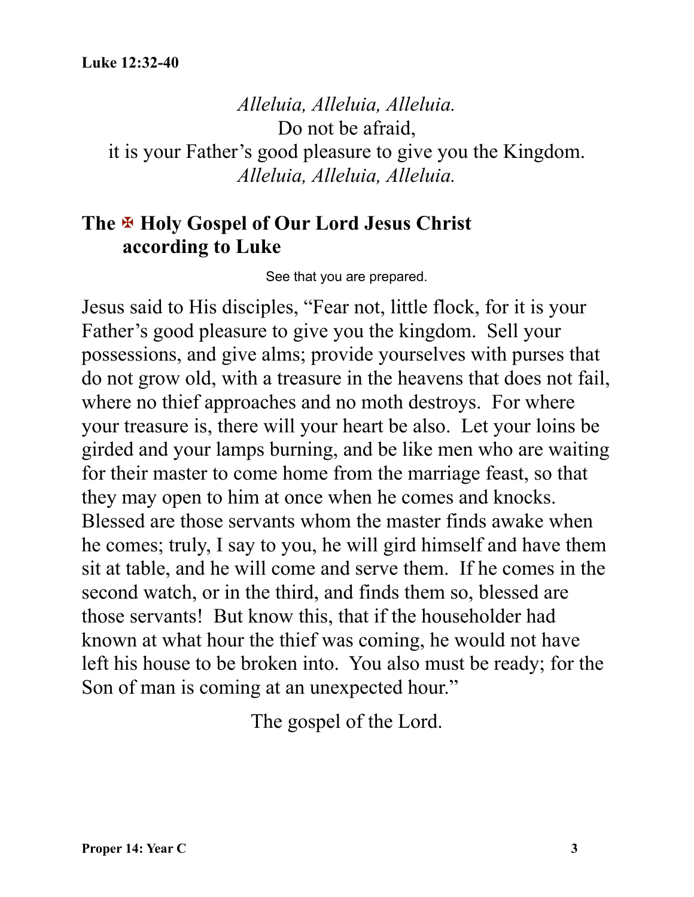**Luke 12:32-40**

*Alleluia, Alleluia, Alleluia.*
Do not be afraid,
it is your Father's good pleasure to give you the Kingdom.
*Alleluia, Alleluia, Alleluia.*

## The ✠ Holy Gospel of Our Lord Jesus Christ according to Luke

See that you are prepared.

Jesus said to His disciples, "Fear not, little flock, for it is your Father's good pleasure to give you the kingdom. Sell your possessions, and give alms; provide yourselves with purses that do not grow old, with a treasure in the heavens that does not fail, where no thief approaches and no moth destroys. For where your treasure is, there will your heart be also. Let your loins be girded and your lamps burning, and be like men who are waiting for their master to come home from the marriage feast, so that they may open to him at once when he comes and knocks. Blessed are those servants whom the master finds awake when he comes; truly, I say to you, he will gird himself and have them sit at table, and he will come and serve them. If he comes in the second watch, or in the third, and finds them so, blessed are those servants! But know this, that if the householder had known at what hour the thief was coming, he would not have left his house to be broken into. You also must be ready; for the Son of man is coming at an unexpected hour."

The gospel of the Lord.